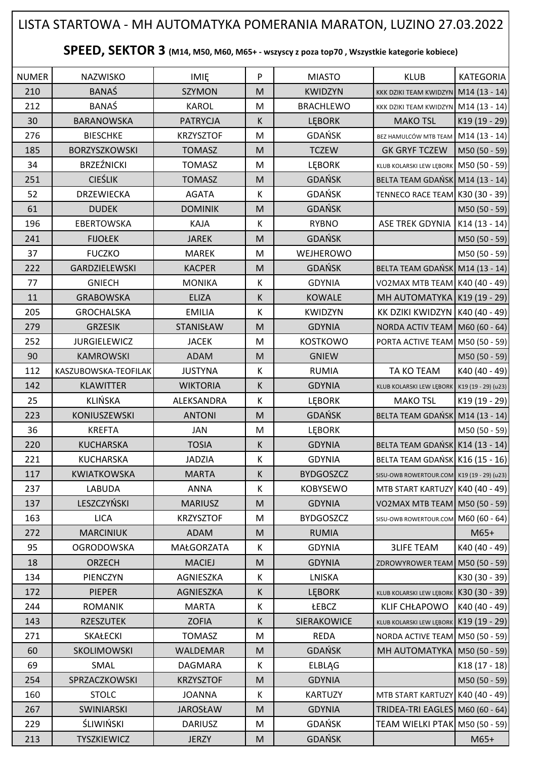# LISTA STARTOWA - MH AUTOMATYKA POMERANIA MARATON, LUZINO 27.03.2022

## **SPEED, SEKTOR 3** (M14, M50, M60, M65+ - wszyscy z poza top70 , Wszystkie kategorie kobiece)

| NUMER | NAZWISKO | IMIĘ | P | MIASTO | KLUB | KATEGORIA |
|---|---|---|---|---|---|---|
| 210 | BANAŚ | SZYMON | M | KWIDZYN | KKK DZIKI TEAM KWIDZYN | M14 (13 - 14) |
| 212 | BANAŚ | KAROL | M | BRACHLEWO | KKK DZIKI TEAM KWIDZYN | M14 (13 - 14) |
| 30 | BARANOWSKA | PATRYCJA | K | LĘBORK | MAKO TSL | K19 (19 - 29) |
| 276 | BIESCHKE | KRZYSZTOF | M | GDAŃSK | BEZ HAMULCÓW MTB TEAM | M14 (13 - 14) |
| 185 | BORZYSZKOWSKI | TOMASZ | M | TCZEW | GK GRYF TCZEW | M50 (50 - 59) |
| 34 | BRZEŹNICKI | TOMASZ | M | LĘBORK | KLUB KOLARSKI LEW LĘBORK | M50 (50 - 59) |
| 251 | CIEŚLIK | TOMASZ | M | GDAŃSK | BELTA TEAM GDAŃSK | M14 (13 - 14) |
| 52 | DRZEWIECKA | AGATA | K | GDAŃSK | TENNECO RACE TEAM | K30 (30 - 39) |
| 61 | DUDEK | DOMINIK | M | GDAŃSK | | M50 (50 - 59) |
| 196 | EBERTOWSKA | KAJA | K | RYBNO | ASE TREK GDYNIA | K14 (13 - 14) |
| 241 | FIJOŁEK | JAREK | M | GDAŃSK | | M50 (50 - 59) |
| 37 | FUCZKO | MAREK | M | WEJHEROWO | | M50 (50 - 59) |
| 222 | GARDZIELEWSKI | KACPER | M | GDAŃSK | BELTA TEAM GDAŃSK | M14 (13 - 14) |
| 77 | GNIECH | MONIKA | K | GDYNIA | VO2MAX MTB TEAM | K40 (40 - 49) |
| 11 | GRABOWSKA | ELIZA | K | KOWALE | MH AUTOMATYKA | K19 (19 - 29) |
| 205 | GROCHALSKA | EMILIA | K | KWIDZYN | KK DZIKI KWIDZYN | K40 (40 - 49) |
| 279 | GRZESIK | STANISŁAW | M | GDYNIA | NORDA ACTIV TEAM | M60 (60 - 64) |
| 252 | JURGIELEWICZ | JACEK | M | KOSTKOWO | PORTA ACTIVE TEAM | M50 (50 - 59) |
| 90 | KAMROWSKI | ADAM | M | GNIEW | | M50 (50 - 59) |
| 112 | KASZUBOWSKA-TEOFILAK | JUSTYNA | K | RUMIA | TA KO TEAM | K40 (40 - 49) |
| 142 | KLAWITTER | WIKTORIA | K | GDYNIA | KLUB KOLARSKI LEW LĘBORK | K19 (19 - 29) (u23) |
| 25 | KLIŃSKA | ALEKSANDRA | K | LĘBORK | MAKO TSL | K19 (19 - 29) |
| 223 | KONIUSZEWSKI | ANTONI | M | GDAŃSK | BELTA TEAM GDAŃSK | M14 (13 - 14) |
| 36 | KREFTA | JAN | M | LĘBORK | | M50 (50 - 59) |
| 220 | KUCHARSKA | TOSIA | K | GDYNIA | BELTA TEAM GDAŃSK | K14 (13 - 14) |
| 221 | KUCHARSKA | JADZIA | K | GDYNIA | BELTA TEAM GDAŃSK | K16 (15 - 16) |
| 117 | KWIATKOWSKA | MARTA | K | BYDGOSZCZ | SISU-OWB ROWERTOUR.COM | K19 (19 - 29) (u23) |
| 237 | LABUDA | ANNA | K | KOBYSEWO | MTB START KARTUZY | K40 (40 - 49) |
| 137 | LESZCZYŃSKI | MARIUSZ | M | GDYNIA | VO2MAX MTB TEAM | M50 (50 - 59) |
| 163 | LICA | KRZYSZTOF | M | BYDGOSZCZ | SISU-OWB ROWERTOUR.COM | M60 (60 - 64) |
| 272 | MARCINIUK | ADAM | M | RUMIA | | M65+ |
| 95 | OGRODOWSKA | MAŁGORZATA | K | GDYNIA | 3LIFE TEAM | K40 (40 - 49) |
| 18 | ORZECH | MACIEJ | M | GDYNIA | ZDROWYROWER TEAM | M50 (50 - 59) |
| 134 | PIENCZYN | AGNIESZKA | K | LNISKA | | K30 (30 - 39) |
| 172 | PIEPER | AGNIESZKA | K | LĘBORK | KLUB KOLARSKI LEW LĘBORK | K30 (30 - 39) |
| 244 | ROMANIK | MARTA | K | ŁEBCZ | KLIF CHŁAPOWO | K40 (40 - 49) |
| 143 | RZESZUTEK | ZOFIA | K | SIERAKOWICE | KLUB KOLARSKI LEW LĘBORK | K19 (19 - 29) |
| 271 | SKAŁECKI | TOMASZ | M | REDA | NORDA ACTIVE TEAM | M50 (50 - 59) |
| 60 | SKOLIMOWSKI | WALDEMAR | M | GDAŃSK | MH AUTOMATYKA | M50 (50 - 59) |
| 69 | SMAL | DAGMARA | K | ELBLĄG | | K18 (17 - 18) |
| 254 | SPRZACZKOWSKI | KRZYSZTOF | M | GDYNIA | | M50 (50 - 59) |
| 160 | STOLC | JOANNA | K | KARTUZY | MTB START KARTUZY | K40 (40 - 49) |
| 267 | SWINIARSKI | JAROSŁAW | M | GDYNIA | TRIDEA-TRI EAGLES | M60 (60 - 64) |
| 229 | ŚLIWIŃSKI | DARIUSZ | M | GDAŃSK | TEAM WIELKI PTAK | M50 (50 - 59) |
| 213 | TYSZKIEWICZ | JERZY | M | GDAŃSK | | M65+ |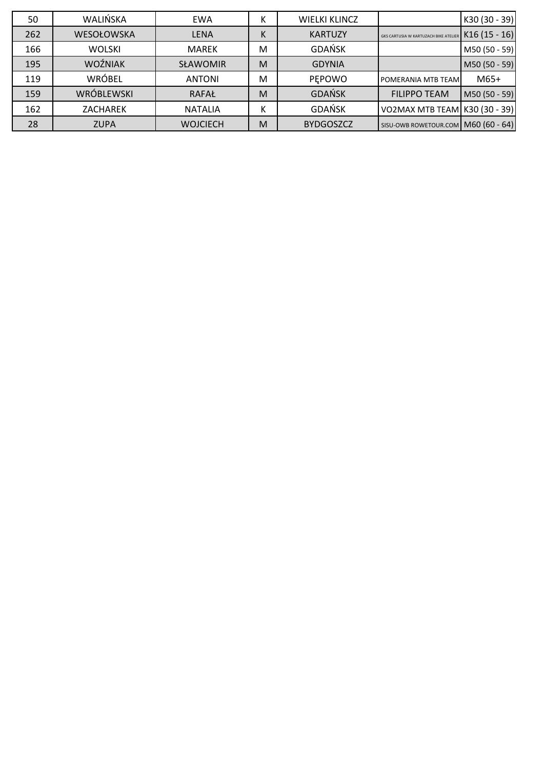| | | | | | | |
|---|---|---|---|---|---|---|
| 50 | WALIŃSKA | EWA | K | WIELKI KLINCZ | | K30 (30 - 39) |
| 262 | WESOŁOWSKA | LENA | K | KARTUZY | GKS CARTUSIA W KARTUZACH BIKE ATELIER | K16 (15 - 16) |
| 166 | WOLSKI | MAREK | M | GDAŃSK | | M50 (50 - 59) |
| 195 | WOŹNIAK | SŁAWOMIR | M | GDYNIA | | M50 (50 - 59) |
| 119 | WRÓBEL | ANTONI | M | PĘPOWO | POMERANIA MTB TEAM | M65+ |
| 159 | WRÓBLEWSKI | RAFAŁ | M | GDAŃSK | FILIPPO TEAM | M50 (50 - 59) |
| 162 | ZACHAREK | NATALIA | K | GDAŃSK | VO2MAX MTB TEAM | K30 (30 - 39) |
| 28 | ZUPA | WOJCIECH | M | BYDGOSZCZ | SISU-OWB ROWETOUR.COM | M60 (60 - 64) |